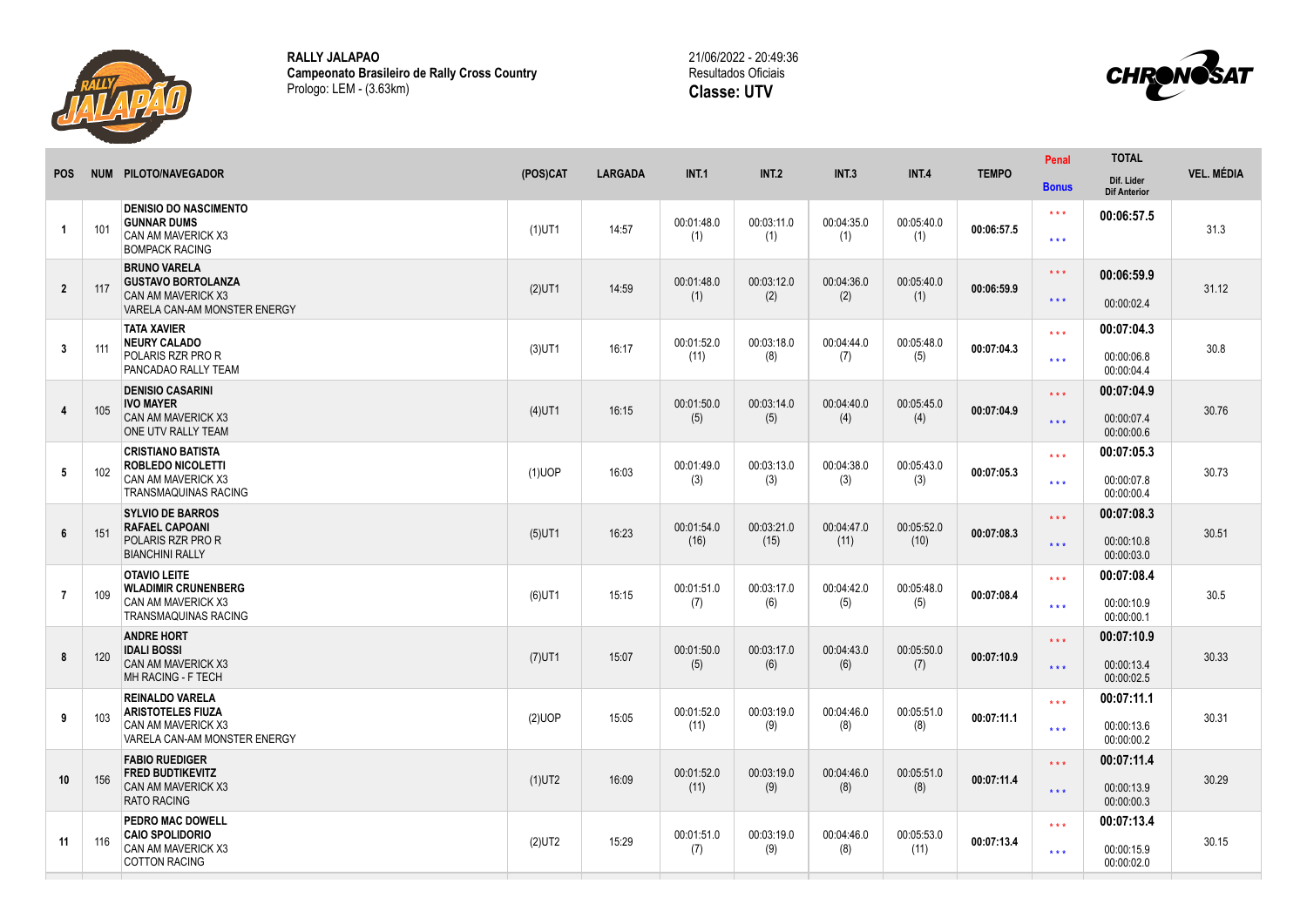**RALLY JALAPAO**
**Campeonato Brasileiro de Rally Cross Country**
Prologo: LEM - (3.63km)

21/06/2022 - 20:49:36
Resultados Oficiais
**Classe: UTV**

| POS | NUM | PILOTO/NAVEGADOR | (POS)CAT | LARGADA | INT.1 | INT.2 | INT.3 | INT.4 | TEMPO | Penal / Bonus | TOTAL / Dif. Lider / Dif Anterior | VEL. MÉDIA |
|---|---|---|---|---|---|---|---|---|---|---|---|---|
| 1 | 101 | **DENISIO DO NASCIMENTO** **GUNNAR DUMS** CAN AM MAVERICK X3 BOMPACK RACING | (1)UT1 | 14:57 | 00:01:48.0 (1) | 00:03:11.0 (1) | 00:04:35.0 (1) | 00:05:40.0 (1) | 00:06:57.5 | \*\*\* \*\*\* | **00:06:57.5** | 31.3 |
| 2 | 117 | **BRUNO VARELA** **GUSTAVO BORTOLANZA** CAN AM MAVERICK X3 VARELA CAN-AM MONSTER ENERGY | (2)UT1 | 14:59 | 00:01:48.0 (1) | 00:03:12.0 (2) | 00:04:36.0 (2) | 00:05:40.0 (1) | 00:06:59.9 | \*\*\* \*\*\* | **00:06:59.9** 00:00:02.4 | 31.12 |
| 3 | 111 | **TATA XAVIER** **NEURY CALADO** POLARIS RZR PRO R PANCADAO RALLY TEAM | (3)UT1 | 16:17 | 00:01:52.0 (11) | 00:03:18.0 (8) | 00:04:44.0 (7) | 00:05:48.0 (5) | 00:07:04.3 | \*\*\* \*\*\* | **00:07:04.3** 00:00:06.8 00:00:04.4 | 30.8 |
| 4 | 105 | **DENISIO CASARINI** **IVO MAYER** CAN AM MAVERICK X3 ONE UTV RALLY TEAM | (4)UT1 | 16:15 | 00:01:50.0 (5) | 00:03:14.0 (5) | 00:04:40.0 (4) | 00:05:45.0 (4) | 00:07:04.9 | \*\*\* \*\*\* | **00:07:04.9** 00:00:07.4 00:00:00.6 | 30.76 |
| 5 | 102 | **CRISTIANO BATISTA** **ROBLEDO NICOLETTI** CAN AM MAVERICK X3 TRANSMAQUINAS RACING | (1)UOP | 16:03 | 00:01:49.0 (3) | 00:03:13.0 (3) | 00:04:38.0 (3) | 00:05:43.0 (3) | 00:07:05.3 | \*\*\* \*\*\* | **00:07:05.3** 00:00:07.8 00:00:00.4 | 30.73 |
| 6 | 151 | **SYLVIO DE BARROS** **RAFAEL CAPOANI** POLARIS RZR PRO R BIANCHINI RALLY | (5)UT1 | 16:23 | 00:01:54.0 (16) | 00:03:21.0 (15) | 00:04:47.0 (11) | 00:05:52.0 (10) | 00:07:08.3 | \*\*\* \*\*\* | **00:07:08.3** 00:00:10.8 00:00:03.0 | 30.51 |
| 7 | 109 | **OTAVIO LEITE** **WLADIMIR CRUNENBERG** CAN AM MAVERICK X3 TRANSMAQUINAS RACING | (6)UT1 | 15:15 | 00:01:51.0 (7) | 00:03:17.0 (6) | 00:04:42.0 (5) | 00:05:48.0 (5) | 00:07:08.4 | \*\*\* \*\*\* | **00:07:08.4** 00:00:10.9 00:00:00.1 | 30.5 |
| 8 | 120 | **ANDRE HORT** **IDALI BOSSI** CAN AM MAVERICK X3 MH RACING - F TECH | (7)UT1 | 15:07 | 00:01:50.0 (5) | 00:03:17.0 (6) | 00:04:43.0 (6) | 00:05:50.0 (7) | 00:07:10.9 | \*\*\* \*\*\* | **00:07:10.9** 00:00:13.4 00:00:02.5 | 30.33 |
| 9 | 103 | **REINALDO VARELA** **ARISTOTELES FIUZA** CAN AM MAVERICK X3 VARELA CAN-AM MONSTER ENERGY | (2)UOP | 15:05 | 00:01:52.0 (11) | 00:03:19.0 (9) | 00:04:46.0 (8) | 00:05:51.0 (8) | 00:07:11.1 | \*\*\* \*\*\* | **00:07:11.1** 00:00:13.6 00:00:00.2 | 30.31 |
| 10 | 156 | **FABIO RUEDIGER** **FRED BUDTIKEVITZ** CAN AM MAVERICK X3 RATO RACING | (1)UT2 | 16:09 | 00:01:52.0 (11) | 00:03:19.0 (9) | 00:04:46.0 (8) | 00:05:51.0 (8) | 00:07:11.4 | \*\*\* \*\*\* | **00:07:11.4** 00:00:13.9 00:00:00.3 | 30.29 |
| 11 | 116 | **PEDRO MAC DOWELL** **CAIO SPOLIDORIO** CAN AM MAVERICK X3 COTTON RACING | (2)UT2 | 15:29 | 00:01:51.0 (7) | 00:03:19.0 (9) | 00:04:46.0 (8) | 00:05:53.0 (11) | 00:07:13.4 | \*\*\* \*\*\* | **00:07:13.4** 00:00:15.9 00:00:02.0 | 30.15 |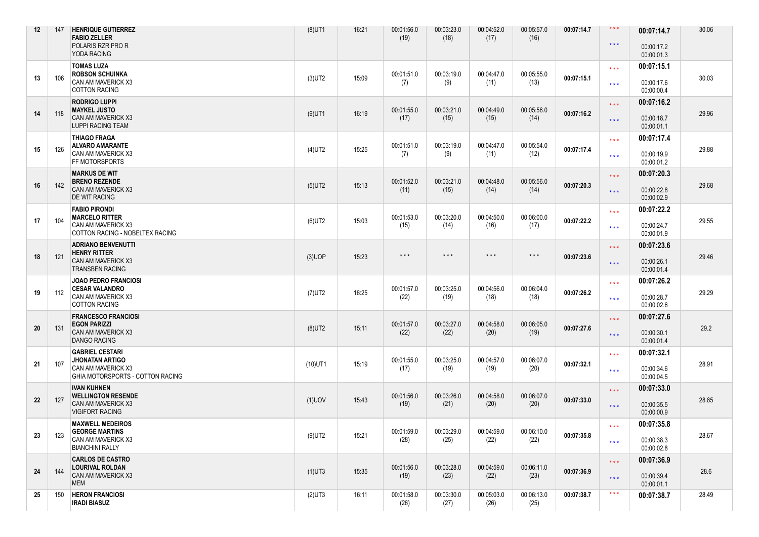| 12 | 147 | HENRIQUE GUTIERREZ<br>FABIO ZELLER<br>POLARIS RZR PRO R<br>YODA RACING | (8)UT1 | 16:21 | 00:01:56.0<br>(19) | 00:03:23.0<br>(18) | 00:04:52.0<br>(17) | 00:05:57.0<br>(16) | 00:07:14.7 | * * *<br>* * * | 00:07:14.7<br>00:00:17.2<br>00:00:01.3 | 30.06 |
|---|---|---|---|---|---|---|---|---|---|---|---|---|
| 13 | 106 | TOMAS LUZA<br>ROBSON SCHUINKA<br>CAN AM MAVERICK X3<br>COTTON RACING | (3)UT2 | 15:09 | 00:01:51.0<br>(7) | 00:03:19.0<br>(9) | 00:04:47.0<br>(11) | 00:05:55.0<br>(13) | 00:07:15.1 | * * *<br>* * * | 00:07:15.1<br>00:00:17.6<br>00:00:00.4 | 30.03 |
| 14 | 118 | RODRIGO LUPPI<br>MAYKEL JUSTO<br>CAN AM MAVERICK X3<br>LUPPI RACING TEAM | (9)UT1 | 16:19 | 00:01:55.0<br>(17) | 00:03:21.0<br>(15) | 00:04:49.0<br>(15) | 00:05:56.0<br>(14) | 00:07:16.2 | * * *<br>* * * | 00:07:16.2<br>00:00:18.7<br>00:00:01.1 | 29.96 |
| 15 | 126 | THIAGO FRAGA<br>ALVARO AMARANTE<br>CAN AM MAVERICK X3<br>FF MOTORSPORTS | (4)UT2 | 15:25 | 00:01:51.0<br>(7) | 00:03:19.0<br>(9) | 00:04:47.0<br>(11) | 00:05:54.0<br>(12) | 00:07:17.4 | * * *<br>* * * | 00:07:17.4<br>00:00:19.9<br>00:00:01.2 | 29.88 |
| 16 | 142 | MARKUS DE WIT<br>BRENO REZENDE<br>CAN AM MAVERICK X3<br>DE WIT RACING | (5)UT2 | 15:13 | 00:01:52.0<br>(11) | 00:03:21.0<br>(15) | 00:04:48.0<br>(14) | 00:05:56.0<br>(14) | 00:07:20.3 | * * *<br>* * * | 00:07:20.3<br>00:00:22.8<br>00:00:02.9 | 29.68 |
| 17 | 104 | FABIO PIRONDI<br>MARCELO RITTER<br>CAN AM MAVERICK X3<br>COTTON RACING - NOBELTEX RACING | (6)UT2 | 15:03 | 00:01:53.0<br>(15) | 00:03:20.0<br>(14) | 00:04:50.0<br>(16) | 00:06:00.0<br>(17) | 00:07:22.2 | * * *<br>* * * | 00:07:22.2<br>00:00:24.7<br>00:00:01.9 | 29.55 |
| 18 | 121 | ADRIANO BENVENUTTI<br>HENRY RITTER<br>CAN AM MAVERICK X3<br>TRANSBEN RACING | (3)UOP | 15:23 | * * * | * * * | * * * | * * * | 00:07:23.6 | * * *<br>* * * | 00:07:23.6<br>00:00:26.1<br>00:00:01.4 | 29.46 |
| 19 | 112 | JOAO PEDRO FRANCIOSI<br>CESAR VALANDRO<br>CAN AM MAVERICK X3<br>COTTON RACING | (7)UT2 | 16:25 | 00:01:57.0<br>(22) | 00:03:25.0<br>(19) | 00:04:56.0<br>(18) | 00:06:04.0<br>(18) | 00:07:26.2 | * * *<br>* * * | 00:07:26.2<br>00:00:28.7<br>00:00:02.6 | 29.29 |
| 20 | 131 | FRANCESCO FRANCIOSI<br>EGON PARIZZI<br>CAN AM MAVERICK X3<br>DANGO RACING | (8)UT2 | 15:11 | 00:01:57.0<br>(22) | 00:03:27.0<br>(22) | 00:04:58.0<br>(20) | 00:06:05.0<br>(19) | 00:07:27.6 | * * *<br>* * * | 00:07:27.6<br>00:00:30.1<br>00:00:01.4 | 29.2 |
| 21 | 107 | GABRIEL CESTARI<br>JHONATAN ARTIGO<br>CAN AM MAVERICK X3<br>GHIA MOTORSPORTS - COTTON RACING | (10)UT1 | 15:19 | 00:01:55.0<br>(17) | 00:03:25.0<br>(19) | 00:04:57.0<br>(19) | 00:06:07.0<br>(20) | 00:07:32.1 | * * *<br>* * * | 00:07:32.1<br>00:00:34.6<br>00:00:04.5 | 28.91 |
| 22 | 127 | IVAN KUHNEN<br>WELLINGTON RESENDE<br>CAN AM MAVERICK X3<br>VIGIFORT RACING | (1)UOV | 15:43 | 00:01:56.0<br>(19) | 00:03:26.0<br>(21) | 00:04:58.0<br>(20) | 00:06:07.0<br>(20) | 00:07:33.0 | * * *<br>* * * | 00:07:33.0<br>00:00:35.5<br>00:00:00.9 | 28.85 |
| 23 | 123 | MAXWELL MEDEIROS<br>GEORGE MARTINS<br>CAN AM MAVERICK X3<br>BIANCHINI RALLY | (9)UT2 | 15:21 | 00:01:59.0<br>(28) | 00:03:29.0<br>(25) | 00:04:59.0<br>(22) | 00:06:10.0<br>(22) | 00:07:35.8 | * * *<br>* * * | 00:07:35.8<br>00:00:38.3<br>00:00:02.8 | 28.67 |
| 24 | 144 | CARLOS DE CASTRO<br>LOURIVAL ROLDAN<br>CAN AM MAVERICK X3<br>MEM | (1)UT3 | 15:35 | 00:01:56.0<br>(19) | 00:03:28.0<br>(23) | 00:04:59.0<br>(22) | 00:06:11.0<br>(23) | 00:07:36.9 | * * *<br>* * * | 00:07:36.9<br>00:00:39.4<br>00:00:01.1 | 28.6 |
| 25 | 150 | HERON FRANCIOSI<br>IRADI BIASUZ | (2)UT3 | 16:11 | 00:01:58.0<br>(26) | 00:03:30.0<br>(27) | 00:05:03.0<br>(26) | 00:06:13.0<br>(25) | 00:07:38.7 | * * * | 00:07:38.7 | 28.49 |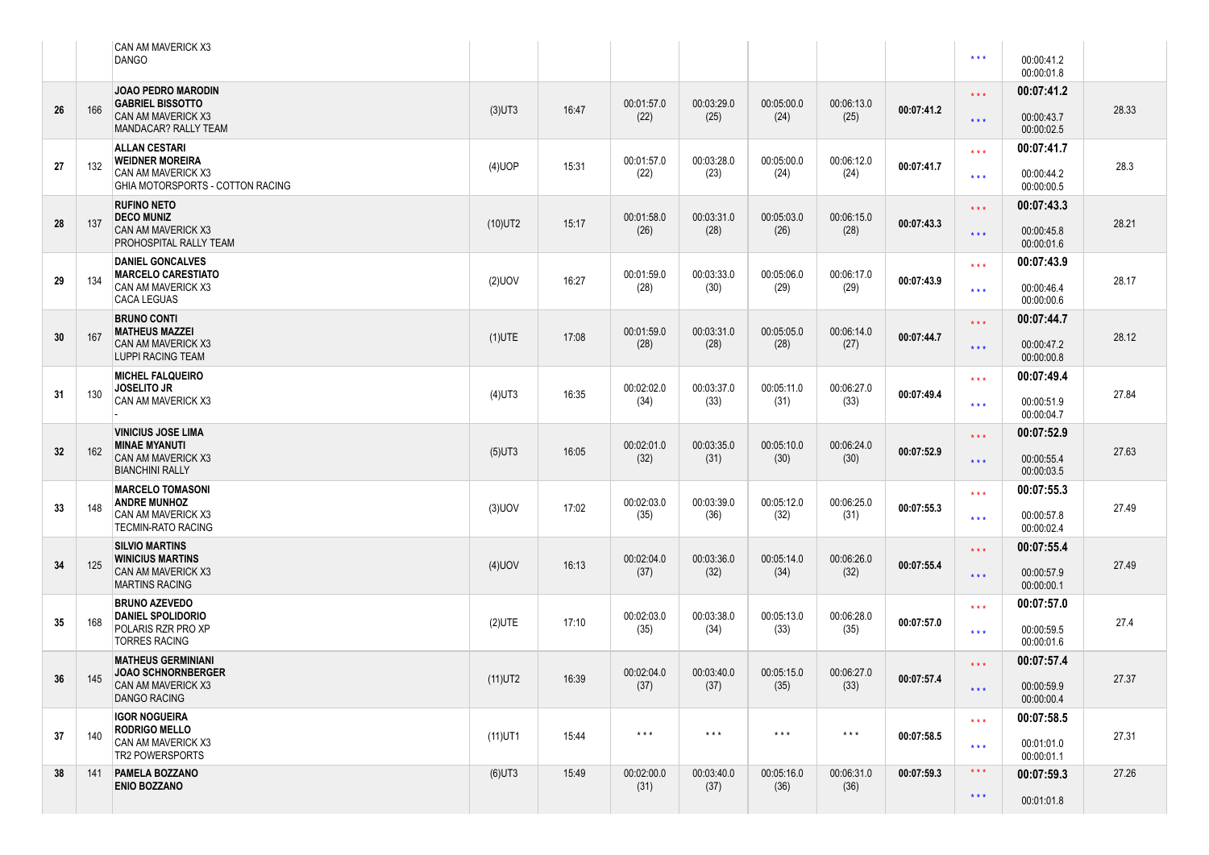| | | | | | | | | | | | | |
|---|---|---|---|---|---|---|---|---|---|---|---|---|
| | | CAN AM MAVERICK X3<br>DANGO | | | | | | | | * * * | 00:00:41.2<br>00:00:01.8 | |
| 26 | 166 | **JOAO PEDRO MARODIN**<br>**GABRIEL BISSOTTO**<br>CAN AM MAVERICK X3<br>MANDACAR? RALLY TEAM | (3)UT3 | 16:47 | 00:01:57.0<br>(22) | 00:03:29.0<br>(25) | 00:05:00.0<br>(24) | 00:06:13.0<br>(25) | **00:07:41.2** | * * *<br>* * * | **00:07:41.2**<br>00:00:43.7<br>00:00:02.5 | 28.33 |
| 27 | 132 | **ALLAN CESTARI**<br>**WEIDNER MOREIRA**<br>CAN AM MAVERICK X3<br>GHIA MOTORSPORTS - COTTON RACING | (4)UOP | 15:31 | 00:01:57.0<br>(22) | 00:03:28.0<br>(23) | 00:05:00.0<br>(24) | 00:06:12.0<br>(24) | **00:07:41.7** | * * *<br>* * * | **00:07:41.7**<br>00:00:44.2<br>00:00:00.5 | 28.3 |
| 28 | 137 | **RUFINO NETO**<br>**DECO MUNIZ**<br>CAN AM MAVERICK X3<br>PROHOSPITAL RALLY TEAM | (10)UT2 | 15:17 | 00:01:58.0<br>(26) | 00:03:31.0<br>(28) | 00:05:03.0<br>(26) | 00:06:15.0<br>(28) | **00:07:43.3** | * * *<br>* * * | **00:07:43.3**<br>00:00:45.8<br>00:00:01.6 | 28.21 |
| 29 | 134 | **DANIEL GONCALVES**<br>**MARCELO CARESTIATO**<br>CAN AM MAVERICK X3<br>CACA LEGUAS | (2)UOV | 16:27 | 00:01:59.0<br>(28) | 00:03:33.0<br>(30) | 00:05:06.0<br>(29) | 00:06:17.0<br>(29) | **00:07:43.9** | * * *<br>* * * | **00:07:43.9**<br>00:00:46.4<br>00:00:00.6 | 28.17 |
| 30 | 167 | **BRUNO CONTI**<br>**MATHEUS MAZZEI**<br>CAN AM MAVERICK X3<br>LUPPI RACING TEAM | (1)UTE | 17:08 | 00:01:59.0<br>(28) | 00:03:31.0<br>(28) | 00:05:05.0<br>(28) | 00:06:14.0<br>(27) | **00:07:44.7** | * * *<br>* * * | **00:07:44.7**<br>00:00:47.2<br>00:00:00.8 | 28.12 |
| 31 | 130 | **MICHEL FALQUEIRO**<br>**JOSELITO JR**<br>CAN AM MAVERICK X3<br>- | (4)UT3 | 16:35 | 00:02:02.0<br>(34) | 00:03:37.0<br>(33) | 00:05:11.0<br>(31) | 00:06:27.0<br>(33) | **00:07:49.4** | * * *<br>* * * | **00:07:49.4**<br>00:00:51.9<br>00:00:04.7 | 27.84 |
| 32 | 162 | **VINICIUS JOSE LIMA**<br>**MINAE MYANUTI**<br>CAN AM MAVERICK X3<br>BIANCHINI RALLY | (5)UT3 | 16:05 | 00:02:01.0<br>(32) | 00:03:35.0<br>(31) | 00:05:10.0<br>(30) | 00:06:24.0<br>(30) | **00:07:52.9** | * * *<br>* * * | **00:07:52.9**<br>00:00:55.4<br>00:00:03.5 | 27.63 |
| 33 | 148 | **MARCELO TOMASONI**<br>**ANDRE MUNHOZ**<br>CAN AM MAVERICK X3<br>TECMIN-RATO RACING | (3)UOV | 17:02 | 00:02:03.0<br>(35) | 00:03:39.0<br>(36) | 00:05:12.0<br>(32) | 00:06:25.0<br>(31) | **00:07:55.3** | * * *<br>* * * | **00:07:55.3**<br>00:00:57.8<br>00:00:02.4 | 27.49 |
| 34 | 125 | **SILVIO MARTINS**<br>**WINICIUS MARTINS**<br>CAN AM MAVERICK X3<br>MARTINS RACING | (4)UOV | 16:13 | 00:02:04.0<br>(37) | 00:03:36.0<br>(32) | 00:05:14.0<br>(34) | 00:06:26.0<br>(32) | **00:07:55.4** | * * *<br>* * * | **00:07:55.4**<br>00:00:57.9<br>00:00:00.1 | 27.49 |
| 35 | 168 | **BRUNO AZEVEDO**<br>**DANIEL SPOLIDORIO**<br>POLARIS RZR PRO XP<br>TORRES RACING | (2)UTE | 17:10 | 00:02:03.0<br>(35) | 00:03:38.0<br>(34) | 00:05:13.0<br>(33) | 00:06:28.0<br>(35) | **00:07:57.0** | * * *<br>* * * | **00:07:57.0**<br>00:00:59.5<br>00:00:01.6 | 27.4 |
| 36 | 145 | **MATHEUS GERMINIANI**<br>**JOAO SCHNORNBERGER**<br>CAN AM MAVERICK X3<br>DANGO RACING | (11)UT2 | 16:39 | 00:02:04.0<br>(37) | 00:03:40.0<br>(37) | 00:05:15.0<br>(35) | 00:06:27.0<br>(33) | **00:07:57.4** | * * *<br>* * * | **00:07:57.4**<br>00:00:59.9<br>00:00:00.4 | 27.37 |
| 37 | 140 | **IGOR NOGUEIRA**<br>**RODRIGO MELLO**<br>CAN AM MAVERICK X3<br>TR2 POWERSPORTS | (11)UT1 | 15:44 | * * * | * * * | * * * | * * * | **00:07:58.5** | * * *<br>* * * | **00:07:58.5**<br>00:01:01.0<br>00:00:01.1 | 27.31 |
| 38 | 141 | **PAMELA BOZZANO**<br>**ENIO BOZZANO** | (6)UT3 | 15:49 | 00:02:00.0<br>(31) | 00:03:40.0<br>(37) | 00:05:16.0<br>(36) | 00:06:31.0<br>(36) | **00:07:59.3** | * * *<br>* * * | **00:07:59.3**<br>00:01:01.8 | 27.26 |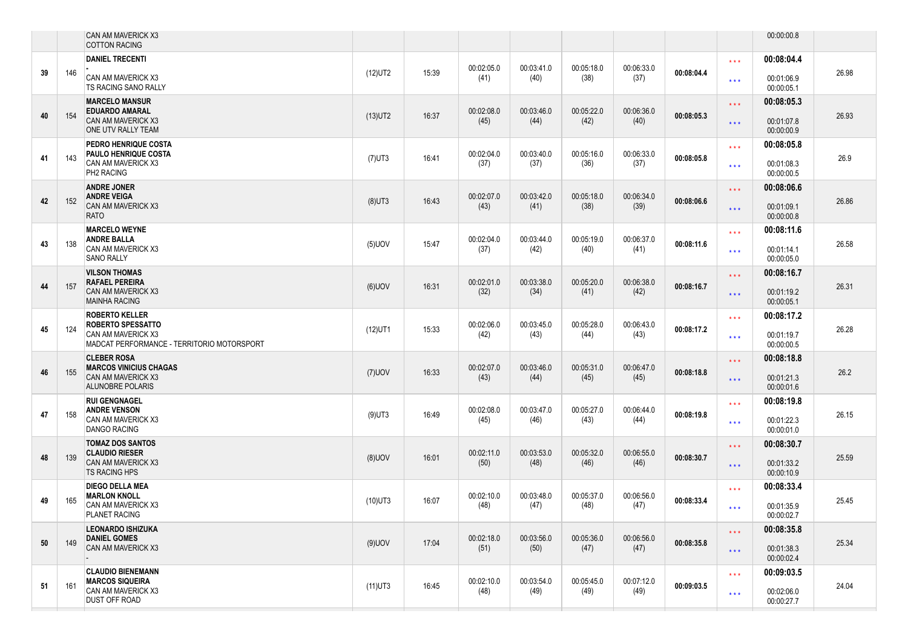| | | | | | | | | | | | | |
|---|---|---|---|---|---|---|---|---|---|---|---|---|
| | | CAN AM MAVERICK X3<br>COTTON RACING | | | | | | | | | 00:00:00.8 | |
| 39 | 146 | **DANIEL TRECENTI**<br>-<br>CAN AM MAVERICK X3<br>TS RACING SANO RALLY | (12)UT2 | 15:39 | 00:02:05.0<br>(41) | 00:03:41.0<br>(40) | 00:05:18.0<br>(38) | 00:06:33.0<br>(37) | **00:08:04.4** | *** <br>*** | **00:08:04.4**<br>00:01:06.9<br>00:00:05.1 | 26.98 |
| 40 | 154 | **MARCELO MANSUR**<br>**EDUARDO AMARAL**<br>CAN AM MAVERICK X3<br>ONE UTV RALLY TEAM | (13)UT2 | 16:37 | 00:02:08.0<br>(45) | 00:03:46.0<br>(44) | 00:05:22.0<br>(42) | 00:06:36.0<br>(40) | **00:08:05.3** | *** <br>*** | **00:08:05.3**<br>00:01:07.8<br>00:00:00.9 | 26.93 |
| 41 | 143 | **PEDRO HENRIQUE COSTA**<br>**PAULO HENRIQUE COSTA**<br>CAN AM MAVERICK X3<br>PH2 RACING | (7)UT3 | 16:41 | 00:02:04.0<br>(37) | 00:03:40.0<br>(37) | 00:05:16.0<br>(36) | 00:06:33.0<br>(37) | **00:08:05.8** | *** <br>*** | **00:08:05.8**<br>00:01:08.3<br>00:00:00.5 | 26.9 |
| 42 | 152 | **ANDRE JONER**<br>**ANDRE VEIGA**<br>CAN AM MAVERICK X3<br>RATO | (8)UT3 | 16:43 | 00:02:07.0<br>(43) | 00:03:42.0<br>(41) | 00:05:18.0<br>(38) | 00:06:34.0<br>(39) | **00:08:06.6** | *** <br>*** | **00:08:06.6**<br>00:01:09.1<br>00:00:00.8 | 26.86 |
| 43 | 138 | **MARCELO WEYNE**<br>**ANDRE BALLA**<br>CAN AM MAVERICK X3<br>SANO RALLY | (5)UOV | 15:47 | 00:02:04.0<br>(37) | 00:03:44.0<br>(42) | 00:05:19.0<br>(40) | 00:06:37.0<br>(41) | **00:08:11.6** | *** <br>*** | **00:08:11.6**<br>00:01:14.1<br>00:00:05.0 | 26.58 |
| 44 | 157 | **VILSON THOMAS**<br>**RAFAEL PEREIRA**<br>CAN AM MAVERICK X3<br>MAINHA RACING | (6)UOV | 16:31 | 00:02:01.0<br>(32) | 00:03:38.0<br>(34) | 00:05:20.0<br>(41) | 00:06:38.0<br>(42) | **00:08:16.7** | *** <br>*** | **00:08:16.7**<br>00:01:19.2<br>00:00:05.1 | 26.31 |
| 45 | 124 | **ROBERTO KELLER**<br>**ROBERTO SPESSATTO**<br>CAN AM MAVERICK X3<br>MADCAT PERFORMANCE - TERRITORIO MOTORSPORT | (12)UT1 | 15:33 | 00:02:06.0<br>(42) | 00:03:45.0<br>(43) | 00:05:28.0<br>(44) | 00:06:43.0<br>(43) | **00:08:17.2** | *** <br>*** | **00:08:17.2**<br>00:01:19.7<br>00:00:00.5 | 26.28 |
| 46 | 155 | **CLEBER ROSA**<br>**MARCOS VINICIUS CHAGAS**<br>CAN AM MAVERICK X3<br>ALUNOBRE POLARIS | (7)UOV | 16:33 | 00:02:07.0<br>(43) | 00:03:46.0<br>(44) | 00:05:31.0<br>(45) | 00:06:47.0<br>(45) | **00:08:18.8** | *** <br>*** | **00:08:18.8**<br>00:01:21.3<br>00:00:01.6 | 26.2 |
| 47 | 158 | **RUI GENGNAGEL**<br>**ANDRE VENSON**<br>CAN AM MAVERICK X3<br>DANGO RACING | (9)UT3 | 16:49 | 00:02:08.0<br>(45) | 00:03:47.0<br>(46) | 00:05:27.0<br>(43) | 00:06:44.0<br>(44) | **00:08:19.8** | *** <br>*** | **00:08:19.8**<br>00:01:22.3<br>00:00:01.0 | 26.15 |
| 48 | 139 | **TOMAZ DOS SANTOS**<br>**CLAUDIO RIESER**<br>CAN AM MAVERICK X3<br>TS RACING HPS | (8)UOV | 16:01 | 00:02:11.0<br>(50) | 00:03:53.0<br>(48) | 00:05:32.0<br>(46) | 00:06:55.0<br>(46) | **00:08:30.7** | *** <br>*** | **00:08:30.7**<br>00:01:33.2<br>00:00:10.9 | 25.59 |
| 49 | 165 | **DIEGO DELLA MEA**<br>**MARLON KNOLL**<br>CAN AM MAVERICK X3<br>PLANET RACING | (10)UT3 | 16:07 | 00:02:10.0<br>(48) | 00:03:48.0<br>(47) | 00:05:37.0<br>(48) | 00:06:56.0<br>(47) | **00:08:33.4** | *** <br>*** | **00:08:33.4**<br>00:01:35.9<br>00:00:02.7 | 25.45 |
| 50 | 149 | **LEONARDO ISHIZUKA**<br>**DANIEL GOMES**<br>CAN AM MAVERICK X3<br>- | (9)UOV | 17:04 | 00:02:18.0<br>(51) | 00:03:56.0<br>(50) | 00:05:36.0<br>(47) | 00:06:56.0<br>(47) | **00:08:35.8** | *** <br>*** | **00:08:35.8**<br>00:01:38.3<br>00:00:02.4 | 25.34 |
| 51 | 161 | **CLAUDIO BIENEMANN**<br>**MARCOS SIQUEIRA**<br>CAN AM MAVERICK X3<br>DUST OFF ROAD | (11)UT3 | 16:45 | 00:02:10.0<br>(48) | 00:03:54.0<br>(49) | 00:05:45.0<br>(49) | 00:07:12.0<br>(49) | **00:09:03.5** | *** <br>*** | **00:09:03.5**<br>00:02:06.0<br>00:00:27.7 | 24.04 |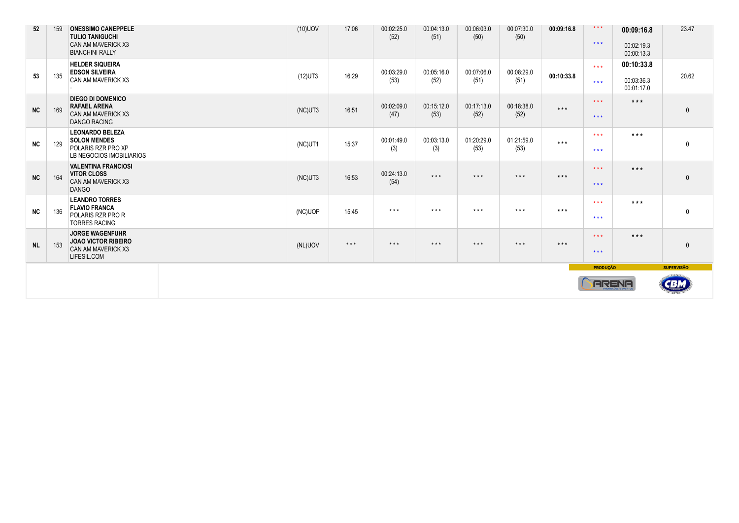| | | | | | | | | | | | | |
|---|---|---|---|---|---|---|---|---|---|---|---|---|
| 52 | 159 | **ONESSIMO CANEPPELE**<br>**TULIO TANIGUCHI**<br>CAN AM MAVERICK X3<br>BIANCHINI RALLY | (10)UOV | 17:06 | 00:02:25.0<br>(52) | 00:04:13.0<br>(51) | 00:06:03.0<br>(50) | 00:07:30.0<br>(50) | **00:09:16.8** | \* \* \*<br>\* \* \* | **00:09:16.8**<br>00:02:19.3<br>00:00:13.3 | 23.47 |
| 53 | 135 | **HELDER SIQUEIRA**<br>**EDSON SILVEIRA**<br>CAN AM MAVERICK X3<br>- | (12)UT3 | 16:29 | 00:03:29.0<br>(53) | 00:05:16.0<br>(52) | 00:07:06.0<br>(51) | 00:08:29.0<br>(51) | **00:10:33.8** | \* \* \*<br>\* \* \* | **00:10:33.8**<br>00:03:36.3<br>00:01:17.0 | 20.62 |
| NC | 169 | **DIEGO DI DOMENICO**<br>**RAFAEL ARENA**<br>CAN AM MAVERICK X3<br>DANGO RACING | (NC)UT3 | 16:51 | 00:02:09.0<br>(47) | 00:15:12.0<br>(53) | 00:17:13.0<br>(52) | 00:18:38.0<br>(52) | \* \* \* | \* \* \*<br>\* \* \* | \* \* \* | 0 |
| NC | 129 | **LEONARDO BELEZA**<br>**SOLON MENDES**<br>POLARIS RZR PRO XP<br>LB NEGOCIOS IMOBILIARIOS | (NC)UT1 | 15:37 | 00:01:49.0<br>(3) | 00:03:13.0<br>(3) | 01:20:29.0<br>(53) | 01:21:59.0<br>(53) | \* \* \* | \* \* \*<br>\* \* \* | \* \* \* | 0 |
| NC | 164 | **VALENTINA FRANCIOSI**<br>**VITOR CLOSS**<br>CAN AM MAVERICK X3<br>DANGO | (NC)UT3 | 16:53 | 00:24:13.0<br>(54) | \* \* \* | \* \* \* | \* \* \* | \* \* \* | \* \* \*<br>\* \* \* | \* \* \* | 0 |
| NC | 136 | **LEANDRO TORRES**<br>**FLAVIO FRANCA**<br>POLARIS RZR PRO R<br>TORRES RACING | (NC)UOP | 15:45 | \* \* \* | \* \* \* | \* \* \* | \* \* \* | \* \* \* | \* \* \*<br>\* \* \* | \* \* \* | 0 |
| NL | 153 | **JORGE WAGENFUHR**<br>**JOAO VICTOR RIBEIRO**<br>CAN AM MAVERICK X3<br>LIFESIL.COM | (NL)UOV | \* \* \* | \* \* \* | \* \* \* | \* \* \* | \* \* \* | \* \* \* | \* \* \*<br>\* \* \* | \* \* \* | 0 |

PRODUÇÃO | SUPERVISÃO